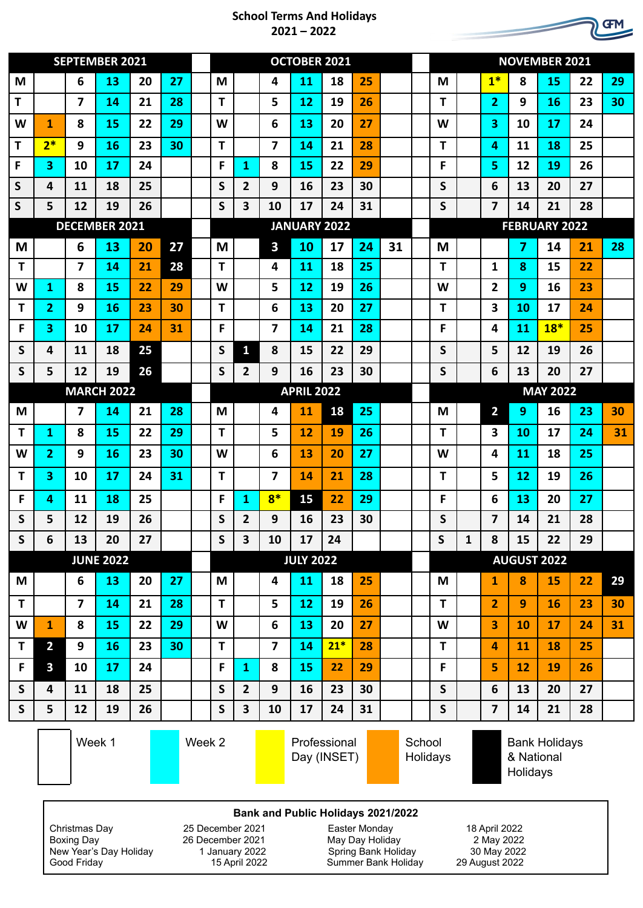# School Terms And Holidays
# 2021 – 2022

GFM

## SEPTEMBER 2021

| | | | | | |
|---|---|---|---|---|---|
| M | | 6 | 13 | 20 | 27 |
| T | | 7 | 14 | 21 | 28 |
| W | 1 | 8 | 15 | 22 | 29 |
| T | 2* | 9 | 16 | 23 | 30 |
| F | 3 | 10 | 17 | 24 | |
| S | 4 | 11 | 18 | 25 | |
| S | 5 | 12 | 19 | 26 | |

## OCTOBER 2021

| | | | | | | |
|---|---|---|---|---|---|---|
| M | | 4 | 11 | 18 | 25 | |
| T | | 5 | 12 | 19 | 26 | |
| W | | 6 | 13 | 20 | 27 | |
| T | | 7 | 14 | 21 | 28 | |
| F | 1 | 8 | 15 | 22 | 29 | |
| S | 2 | 9 | 16 | 23 | 30 | |
| S | 3 | 10 | 17 | 24 | 31 | |

## NOVEMBER 2021

| | | | | | | |
|---|---|---|---|---|---|---|
| M | | 1* | 8 | 15 | 22 | 29 |
| T | | 2 | 9 | 16 | 23 | 30 |
| W | | 3 | 10 | 17 | 24 | |
| T | | 4 | 11 | 18 | 25 | |
| F | | 5 | 12 | 19 | 26 | |
| S | | 6 | 13 | 20 | 27 | |
| S | | 7 | 14 | 21 | 28 | |

## DECEMBER 2021

| | | | | | |
|---|---|---|---|---|---|
| M | | 6 | 13 | 20 | 27 |
| T | | 7 | 14 | 21 | 28 |
| W | 1 | 8 | 15 | 22 | 29 |
| T | 2 | 9 | 16 | 23 | 30 |
| F | 3 | 10 | 17 | 24 | 31 |
| S | 4 | 11 | 18 | 25 | |
| S | 5 | 12 | 19 | 26 | |

## JANUARY 2022

| | | | | | | |
|---|---|---|---|---|---|---|
| M | | 3 | 10 | 17 | 24 | 31 |
| T | | 4 | 11 | 18 | 25 | |
| W | | 5 | 12 | 19 | 26 | |
| T | | 6 | 13 | 20 | 27 | |
| F | | 7 | 14 | 21 | 28 | |
| S | 1 | 8 | 15 | 22 | 29 | |
| S | 2 | 9 | 16 | 23 | 30 | |

## FEBRUARY 2022

| | | | | | | |
|---|---|---|---|---|---|---|
| M | | | 7 | 14 | 21 | 28 |
| T | | 1 | 8 | 15 | 22 | |
| W | | 2 | 9 | 16 | 23 | |
| T | | 3 | 10 | 17 | 24 | |
| F | | 4 | 11 | 18* | 25 | |
| S | | 5 | 12 | 19 | 26 | |
| S | | 6 | 13 | 20 | 27 | |

## MARCH 2022

| | | | | | |
|---|---|---|---|---|---|
| M | | 7 | 14 | 21 | 28 |
| T | 1 | 8 | 15 | 22 | 29 |
| W | 2 | 9 | 16 | 23 | 30 |
| T | 3 | 10 | 17 | 24 | 31 |
| F | 4 | 11 | 18 | 25 | |
| S | 5 | 12 | 19 | 26 | |
| S | 6 | 13 | 20 | 27 | |

## APRIL 2022

| | | | | | | |
|---|---|---|---|---|---|---|
| M | | 4 | 11 | 18 | 25 | |
| T | | 5 | 12 | 19 | 26 | |
| W | | 6 | 13 | 20 | 27 | |
| T | | 7 | 14 | 21 | 28 | |
| F | 1 | 8* | 15 | 22 | 29 | |
| S | 2 | 9 | 16 | 23 | 30 | |
| S | 3 | 10 | 17 | 24 | | |

## MAY 2022

| | | | | | | |
|---|---|---|---|---|---|---|
| M | | 2 | 9 | 16 | 23 | 30 |
| T | | 3 | 10 | 17 | 24 | 31 |
| W | | 4 | 11 | 18 | 25 | |
| T | | 5 | 12 | 19 | 26 | |
| F | | 6 | 13 | 20 | 27 | |
| S | | 7 | 14 | 21 | 28 | |
| S | 1 | 8 | 15 | 22 | 29 | |

## JUNE 2022

| | | | | | |
|---|---|---|---|---|---|
| M | | 6 | 13 | 20 | 27 |
| T | | 7 | 14 | 21 | 28 |
| W | 1 | 8 | 15 | 22 | 29 |
| T | 2 | 9 | 16 | 23 | 30 |
| F | 3 | 10 | 17 | 24 | |
| S | 4 | 11 | 18 | 25 | |
| S | 5 | 12 | 19 | 26 | |

## JULY 2022

| | | | | | | |
|---|---|---|---|---|---|---|
| M | | 4 | 11 | 18 | 25 | |
| T | | 5 | 12 | 19 | 26 | |
| W | | 6 | 13 | 20 | 27 | |
| T | | 7 | 14 | 21* | 28 | |
| F | 1 | 8 | 15 | 22 | 29 | |
| S | 2 | 9 | 16 | 23 | 30 | |
| S | 3 | 10 | 17 | 24 | 31 | |

## AUGUST 2022

| | | | | | | |
|---|---|---|---|---|---|---|
| M | | 1 | 8 | 15 | 22 | 29 |
| T | | 2 | 9 | 16 | 23 | 30 |
| W | | 3 | 10 | 17 | 24 | 31 |
| T | | 4 | 11 | 18 | 25 | |
| F | | 5 | 12 | 19 | 26 | |
| S | | 6 | 13 | 20 | 27 | |
| S | | 7 | 14 | 21 | 28 | |

Week 1 | Week 2 | Professional Day (INSET) | School Holidays | Bank Holidays & National Holidays

### Bank and Public Holidays 2021/2022

| | | | |
|---|---|---|---|
| Christmas Day | 25 December 2021 | Easter Monday | 18 April 2022 |
| Boxing Day | 26 December 2021 | May Day Holiday | 2 May 2022 |
| New Year's Day Holiday | 1 January 2022 | Spring Bank Holiday | 30 May 2022 |
| Good Friday | 15 April 2022 | Summer Bank Holiday | 29 August 2022 |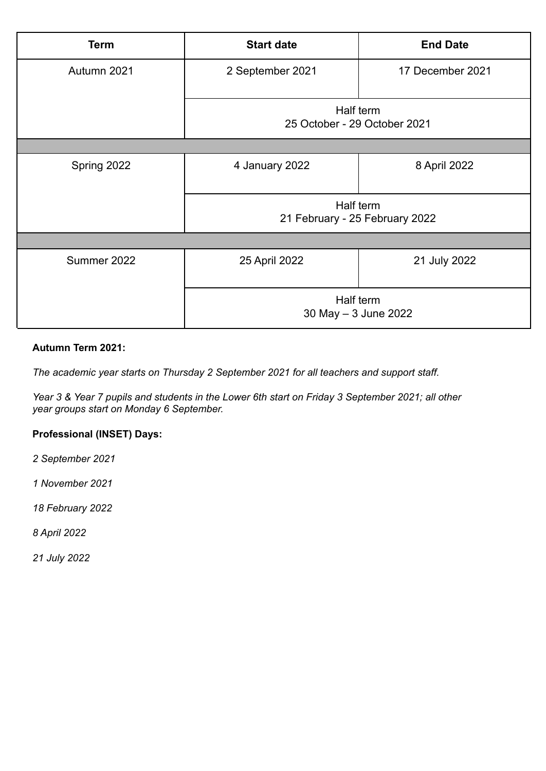| Term | Start date | End Date |
| --- | --- | --- |
| Autumn 2021 | 2 September 2021 | 17 December 2021 |
| | Half term<br>25 October - 29 October 2021 | |
| | | |
| Spring 2022 | 4 January 2022 | 8 April 2022 |
| | Half term<br>21 February - 25 February 2022 | |
| | | |
| Summer 2022 | 25 April 2022 | 21 July 2022 |
| | Half term<br>30 May – 3 June 2022 | |

**Autumn Term 2021:**

*The academic year starts on Thursday 2 September 2021 for all teachers and support staff.*

*Year 3 & Year 7 pupils and students in the Lower 6th start on Friday 3 September 2021; all other year groups start on Monday 6 September.*

**Professional (INSET) Days:**

*2 September 2021*

*1 November 2021*

*18 February 2022*

*8 April 2022*

*21 July 2022*